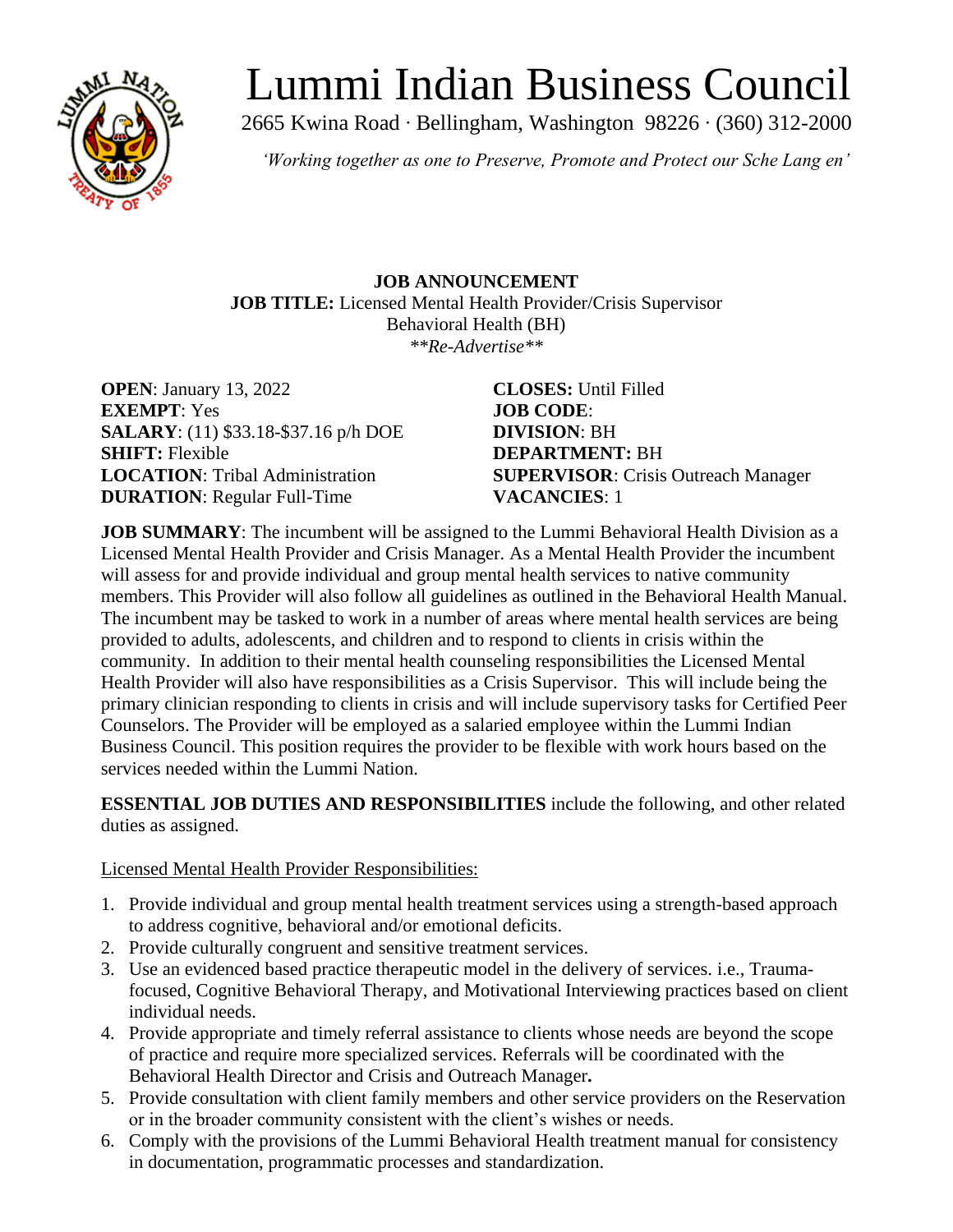# Lummi Indian Business Council

2665 Kwina Road · Bellingham, Washington 98226 · (360) 312-2000

*'Working together as one to Preserve, Promote and Protect our Sche Lang en'*

**JOB ANNOUNCEMENT**
**JOB TITLE:** Licensed Mental Health Provider/Crisis Supervisor
Behavioral Health (BH)
*\*\*Re-Advertise\*\**

**OPEN**: January 13, 2022
**EXEMPT**: Yes
**SALARY**: (11) $33.18-$37.16 p/h DOE
**SHIFT:** Flexible
**LOCATION**: Tribal Administration
**DURATION**: Regular Full-Time

**CLOSES:** Until Filled
**JOB CODE**:
**DIVISION**: BH
**DEPARTMENT:** BH
**SUPERVISOR**: Crisis Outreach Manager
**VACANCIES**: 1

**JOB SUMMARY**: The incumbent will be assigned to the Lummi Behavioral Health Division as a Licensed Mental Health Provider and Crisis Manager. As a Mental Health Provider the incumbent will assess for and provide individual and group mental health services to native community members. This Provider will also follow all guidelines as outlined in the Behavioral Health Manual. The incumbent may be tasked to work in a number of areas where mental health services are being provided to adults, adolescents, and children and to respond to clients in crisis within the community. In addition to their mental health counseling responsibilities the Licensed Mental Health Provider will also have responsibilities as a Crisis Supervisor. This will include being the primary clinician responding to clients in crisis and will include supervisory tasks for Certified Peer Counselors. The Provider will be employed as a salaried employee within the Lummi Indian Business Council. This position requires the provider to be flexible with work hours based on the services needed within the Lummi Nation.

**ESSENTIAL JOB DUTIES AND RESPONSIBILITIES** include the following, and other related duties as assigned.

Licensed Mental Health Provider Responsibilities:

1. Provide individual and group mental health treatment services using a strength-based approach to address cognitive, behavioral and/or emotional deficits.
2. Provide culturally congruent and sensitive treatment services.
3. Use an evidenced based practice therapeutic model in the delivery of services. i.e., Trauma-focused, Cognitive Behavioral Therapy, and Motivational Interviewing practices based on client individual needs.
4. Provide appropriate and timely referral assistance to clients whose needs are beyond the scope of practice and require more specialized services. Referrals will be coordinated with the Behavioral Health Director and Crisis and Outreach Manager**.**
5. Provide consultation with client family members and other service providers on the Reservation or in the broader community consistent with the client's wishes or needs.
6. Comply with the provisions of the Lummi Behavioral Health treatment manual for consistency in documentation, programmatic processes and standardization.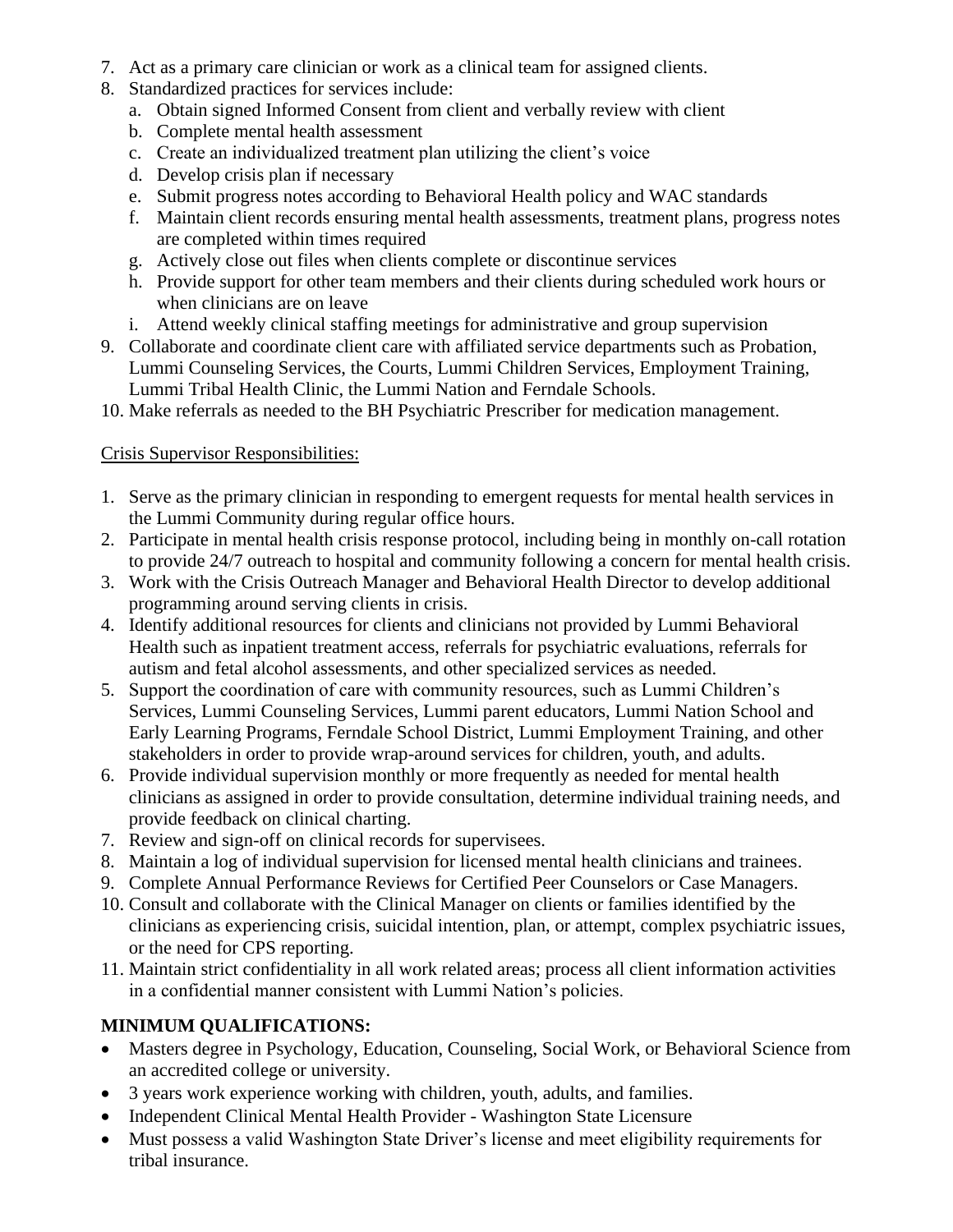7. Act as a primary care clinician or work as a clinical team for assigned clients.
8. Standardized practices for services include:
   a. Obtain signed Informed Consent from client and verbally review with client
   b. Complete mental health assessment
   c. Create an individualized treatment plan utilizing the client's voice
   d. Develop crisis plan if necessary
   e. Submit progress notes according to Behavioral Health policy and WAC standards
   f. Maintain client records ensuring mental health assessments, treatment plans, progress notes are completed within times required
   g. Actively close out files when clients complete or discontinue services
   h. Provide support for other team members and their clients during scheduled work hours or when clinicians are on leave
   i. Attend weekly clinical staffing meetings for administrative and group supervision
9. Collaborate and coordinate client care with affiliated service departments such as Probation, Lummi Counseling Services, the Courts, Lummi Children Services, Employment Training, Lummi Tribal Health Clinic, the Lummi Nation and Ferndale Schools.
10. Make referrals as needed to the BH Psychiatric Prescriber for medication management.

<u>Crisis Supervisor Responsibilities:</u>

1. Serve as the primary clinician in responding to emergent requests for mental health services in the Lummi Community during regular office hours.
2. Participate in mental health crisis response protocol, including being in monthly on-call rotation to provide 24/7 outreach to hospital and community following a concern for mental health crisis.
3. Work with the Crisis Outreach Manager and Behavioral Health Director to develop additional programming around serving clients in crisis.
4. Identify additional resources for clients and clinicians not provided by Lummi Behavioral Health such as inpatient treatment access, referrals for psychiatric evaluations, referrals for autism and fetal alcohol assessments, and other specialized services as needed.
5. Support the coordination of care with community resources, such as Lummi Children's Services, Lummi Counseling Services, Lummi parent educators, Lummi Nation School and Early Learning Programs, Ferndale School District, Lummi Employment Training, and other stakeholders in order to provide wrap-around services for children, youth, and adults.
6. Provide individual supervision monthly or more frequently as needed for mental health clinicians as assigned in order to provide consultation, determine individual training needs, and provide feedback on clinical charting.
7. Review and sign-off on clinical records for supervisees.
8. Maintain a log of individual supervision for licensed mental health clinicians and trainees.
9. Complete Annual Performance Reviews for Certified Peer Counselors or Case Managers.
10. Consult and collaborate with the Clinical Manager on clients or families identified by the clinicians as experiencing crisis, suicidal intention, plan, or attempt, complex psychiatric issues, or the need for CPS reporting.
11. Maintain strict confidentiality in all work related areas; process all client information activities in a confidential manner consistent with Lummi Nation's policies.

## MINIMUM QUALIFICATIONS:

- Masters degree in Psychology, Education, Counseling, Social Work, or Behavioral Science from an accredited college or university.
- 3 years work experience working with children, youth, adults, and families.
- Independent Clinical Mental Health Provider - Washington State Licensure
- Must possess a valid Washington State Driver's license and meet eligibility requirements for tribal insurance.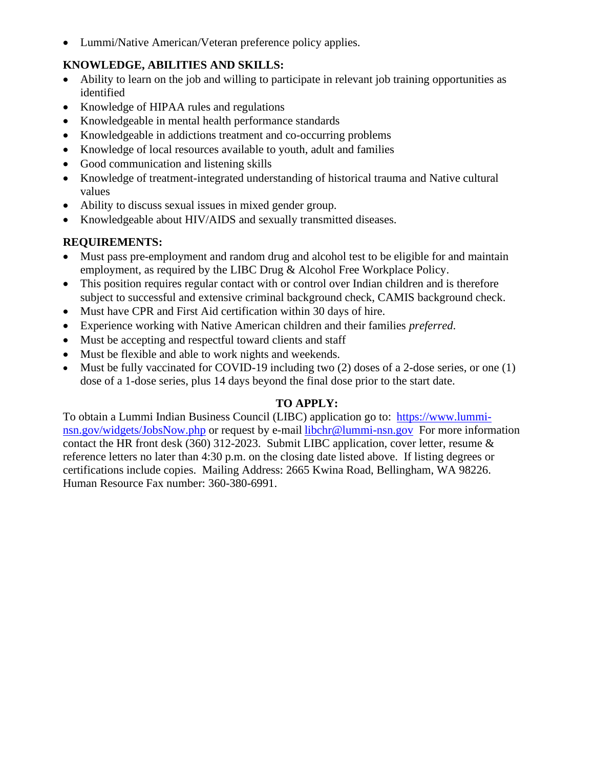- Lummi/Native American/Veteran preference policy applies.

**KNOWLEDGE, ABILITIES AND SKILLS:**

- Ability to learn on the job and willing to participate in relevant job training opportunities as identified
- Knowledge of HIPAA rules and regulations
- Knowledgeable in mental health performance standards
- Knowledgeable in addictions treatment and co-occurring problems
- Knowledge of local resources available to youth, adult and families
- Good communication and listening skills
- Knowledge of treatment-integrated understanding of historical trauma and Native cultural values
- Ability to discuss sexual issues in mixed gender group.
- Knowledgeable about HIV/AIDS and sexually transmitted diseases.

**REQUIREMENTS:**

- Must pass pre-employment and random drug and alcohol test to be eligible for and maintain employment, as required by the LIBC Drug & Alcohol Free Workplace Policy.
- This position requires regular contact with or control over Indian children and is therefore subject to successful and extensive criminal background check, CAMIS background check.
- Must have CPR and First Aid certification within 30 days of hire.
- Experience working with Native American children and their families *preferred*.
- Must be accepting and respectful toward clients and staff
- Must be flexible and able to work nights and weekends.
- Must be fully vaccinated for COVID-19 including two (2) doses of a 2-dose series, or one (1) dose of a 1-dose series, plus 14 days beyond the final dose prior to the start date.

**TO APPLY:**

To obtain a Lummi Indian Business Council (LIBC) application go to: https://www.lummi-nsn.gov/widgets/JobsNow.php or request by e-mail libchr@lummi-nsn.gov For more information contact the HR front desk (360) 312-2023. Submit LIBC application, cover letter, resume & reference letters no later than 4:30 p.m. on the closing date listed above. If listing degrees or certifications include copies. Mailing Address: 2665 Kwina Road, Bellingham, WA 98226. Human Resource Fax number: 360-380-6991.